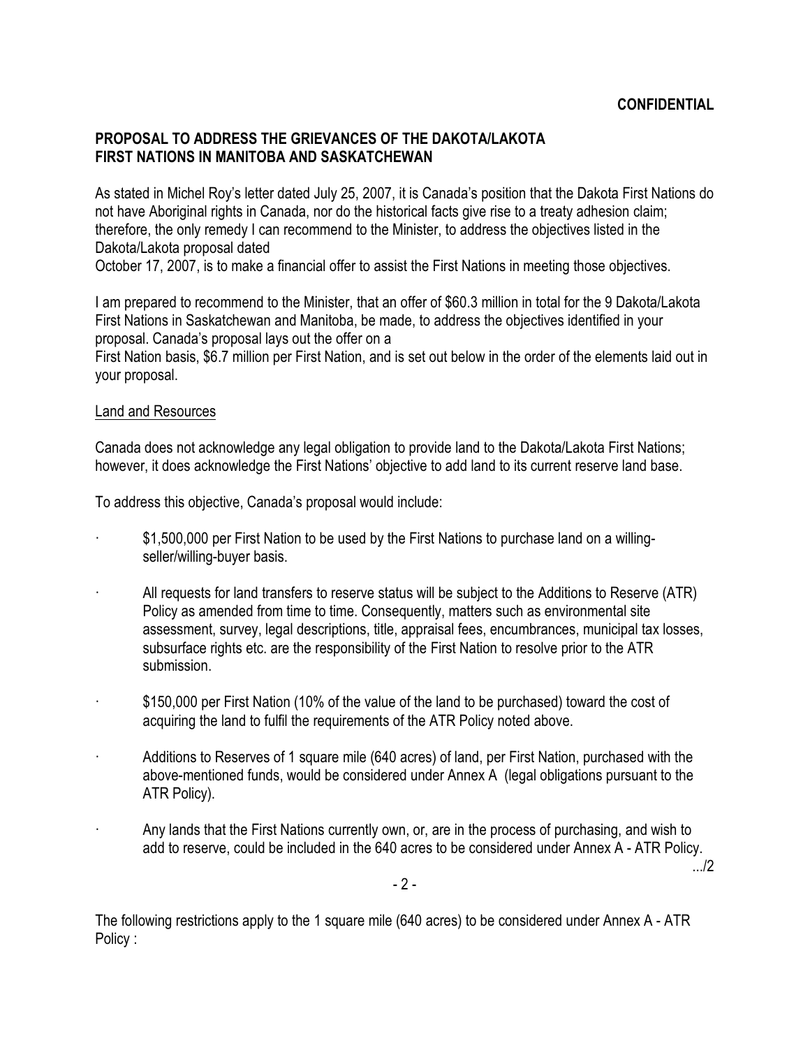**CONFIDENTIAL**

**PROPOSAL TO ADDRESS THE GRIEVANCES OF THE DAKOTA/LAKOTA FIRST NATIONS IN MANITOBA AND SASKATCHEWAN**

As stated in Michel Roy's letter dated July 25, 2007, it is Canada's position that the Dakota First Nations do not have Aboriginal rights in Canada, nor do the historical facts give rise to a treaty adhesion claim; therefore, the only remedy I can recommend to the Minister, to address the objectives listed in the Dakota/Lakota proposal dated October 17, 2007, is to make a financial offer to assist the First Nations in meeting those objectives.

I am prepared to recommend to the Minister, that an offer of $60.3 million in total for the 9 Dakota/Lakota First Nations in Saskatchewan and Manitoba, be made, to address the objectives identified in your proposal. Canada's proposal lays out the offer on a First Nation basis, $6.7 million per First Nation, and is set out below in the order of the elements laid out in your proposal.

<u>Land and Resources</u>

Canada does not acknowledge any legal obligation to provide land to the Dakota/Lakota First Nations; however, it does acknowledge the First Nations' objective to add land to its current reserve land base.

To address this objective, Canada's proposal would include:

- $1,500,000 per First Nation to be used by the First Nations to purchase land on a willing-seller/willing-buyer basis.
- All requests for land transfers to reserve status will be subject to the Additions to Reserve (ATR) Policy as amended from time to time. Consequently, matters such as environmental site assessment, survey, legal descriptions, title, appraisal fees, encumbrances, municipal tax losses, subsurface rights etc. are the responsibility of the First Nation to resolve prior to the ATR submission.
- $150,000 per First Nation (10% of the value of the land to be purchased) toward the cost of acquiring the land to fulfil the requirements of the ATR Policy noted above.
- Additions to Reserves of 1 square mile (640 acres) of land, per First Nation, purchased with the above-mentioned funds, would be considered under Annex A (legal obligations pursuant to the ATR Policy).
- Any lands that the First Nations currently own, or, are in the process of purchasing, and wish to add to reserve, could be included in the 640 acres to be considered under Annex A - ATR Policy.

The following restrictions apply to the 1 square mile (640 acres) to be considered under Annex A - ATR Policy :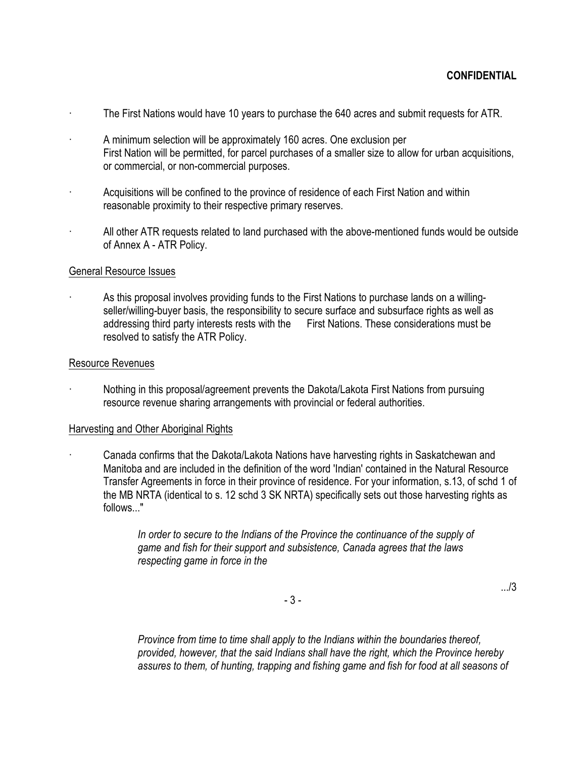**CONFIDENTIAL**

- The First Nations would have 10 years to purchase the 640 acres and submit requests for ATR.
- A minimum selection will be approximately 160 acres. One exclusion per First Nation will be permitted, for parcel purchases of a smaller size to allow for urban acquisitions, or commercial, or non-commercial purposes.
- Acquisitions will be confined to the province of residence of each First Nation and within reasonable proximity to their respective primary reserves.
- All other ATR requests related to land purchased with the above-mentioned funds would be outside of Annex A - ATR Policy.

General Resource Issues

- As this proposal involves providing funds to the First Nations to purchase lands on a willing-seller/willing-buyer basis, the responsibility to secure surface and subsurface rights as well as addressing third party interests rests with the First Nations. These considerations must be resolved to satisfy the ATR Policy.

Resource Revenues

- Nothing in this proposal/agreement prevents the Dakota/Lakota First Nations from pursuing resource revenue sharing arrangements with provincial or federal authorities.

Harvesting and Other Aboriginal Rights

- Canada confirms that the Dakota/Lakota Nations have harvesting rights in Saskatchewan and Manitoba and are included in the definition of the word 'Indian' contained in the Natural Resource Transfer Agreements in force in their province of residence. For your information, s.13, of schd 1 of the MB NRTA (identical to s. 12 schd 3 SK NRTA) specifically sets out those harvesting rights as follows..."

> *In order to secure to the Indians of the Province the continuance of the supply of game and fish for their support and subsistence, Canada agrees that the laws respecting game in force in the Province from time to time shall apply to the Indians within the boundaries thereof, provided, however, that the said Indians shall have the right, which the Province hereby assures to them, of hunting, trapping and fishing game and fish for food at all seasons of*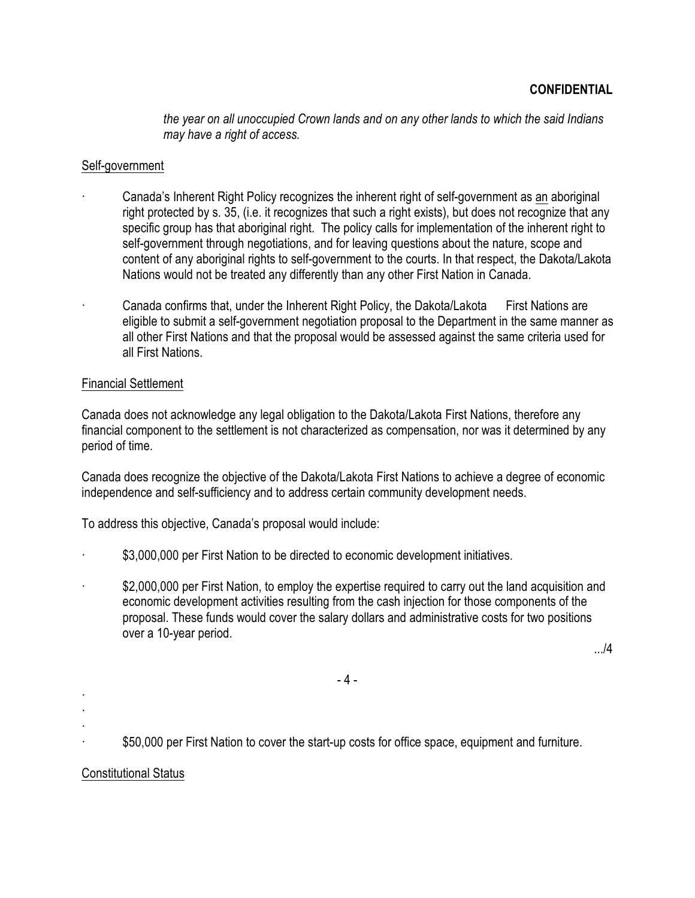**CONFIDENTIAL**

> *the year on all unoccupied Crown lands and on any other lands to which the said Indians may have a right of access.*

Self-government

- Canada's Inherent Right Policy recognizes the inherent right of self-government as an aboriginal right protected by s. 35, (i.e. it recognizes that such a right exists), but does not recognize that any specific group has that aboriginal right. The policy calls for implementation of the inherent right to self-government through negotiations, and for leaving questions about the nature, scope and content of any aboriginal rights to self-government to the courts. In that respect, the Dakota/Lakota Nations would not be treated any differently than any other First Nation in Canada.

- Canada confirms that, under the Inherent Right Policy, the Dakota/Lakota First Nations are eligible to submit a self-government negotiation proposal to the Department in the same manner as all other First Nations and that the proposal would be assessed against the same criteria used for all First Nations.

Financial Settlement

Canada does not acknowledge any legal obligation to the Dakota/Lakota First Nations, therefore any financial component to the settlement is not characterized as compensation, nor was it determined by any period of time.

Canada does recognize the objective of the Dakota/Lakota First Nations to achieve a degree of economic independence and self-sufficiency and to address certain community development needs.

To address this objective, Canada's proposal would include:

- $3,000,000 per First Nation to be directed to economic development initiatives.

- $2,000,000 per First Nation, to employ the expertise required to carry out the land acquisition and economic development activities resulting from the cash injection for those components of the proposal. These funds would cover the salary dollars and administrative costs for two positions over a 10-year period.

.../4

- $50,000 per First Nation to cover the start-up costs for office space, equipment and furniture.

Constitutional Status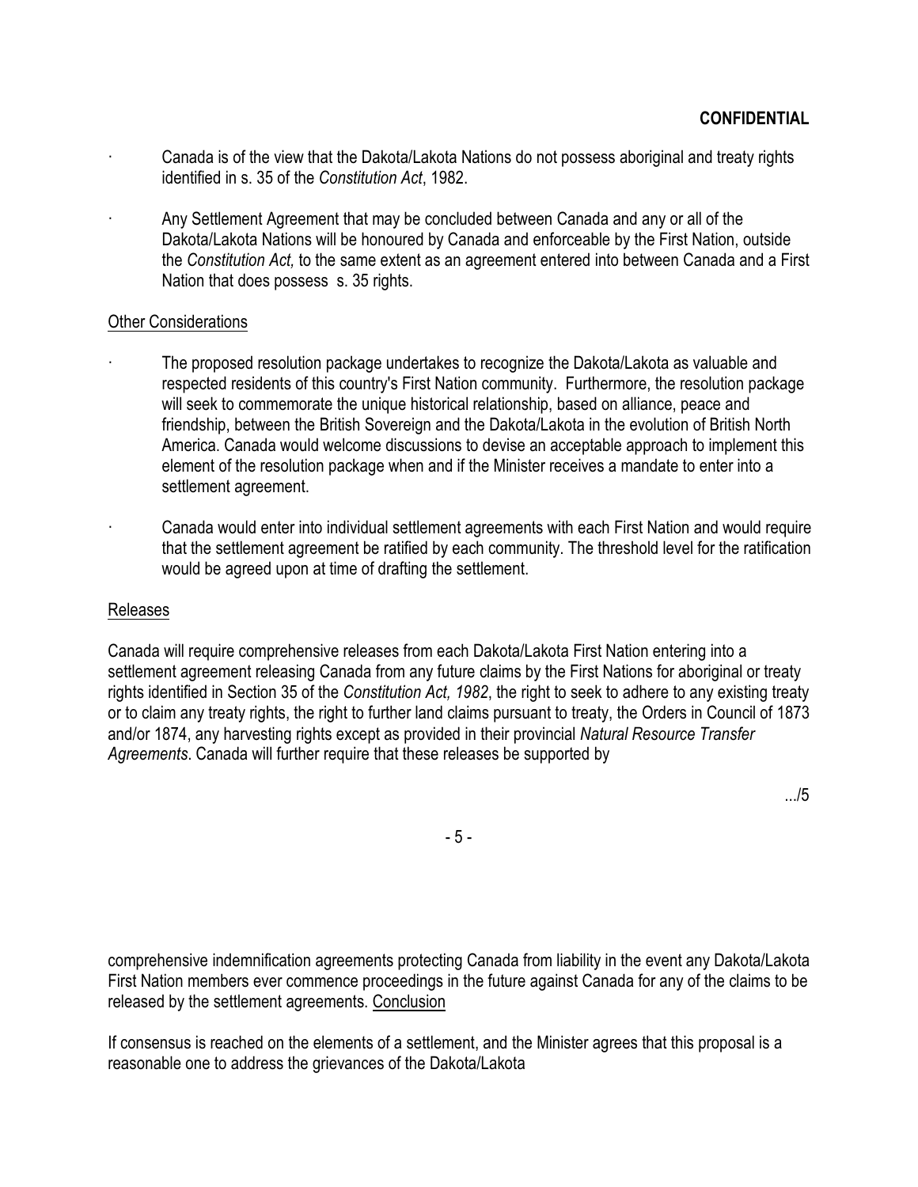**CONFIDENTIAL**

- Canada is of the view that the Dakota/Lakota Nations do not possess aboriginal and treaty rights identified in s. 35 of the *Constitution Act*, 1982.
- Any Settlement Agreement that may be concluded between Canada and any or all of the Dakota/Lakota Nations will be honoured by Canada and enforceable by the First Nation, outside the *Constitution Act,* to the same extent as an agreement entered into between Canada and a First Nation that does possess s. 35 rights.

<u>Other Considerations</u>

- The proposed resolution package undertakes to recognize the Dakota/Lakota as valuable and respected residents of this country's First Nation community. Furthermore, the resolution package will seek to commemorate the unique historical relationship, based on alliance, peace and friendship, between the British Sovereign and the Dakota/Lakota in the evolution of British North America. Canada would welcome discussions to devise an acceptable approach to implement this element of the resolution package when and if the Minister receives a mandate to enter into a settlement agreement.
- Canada would enter into individual settlement agreements with each First Nation and would require that the settlement agreement be ratified by each community. The threshold level for the ratification would be agreed upon at time of drafting the settlement.

<u>Releases</u>

Canada will require comprehensive releases from each Dakota/Lakota First Nation entering into a settlement agreement releasing Canada from any future claims by the First Nations for aboriginal or treaty rights identified in Section 35 of the *Constitution Act, 1982*, the right to seek to adhere to any existing treaty or to claim any treaty rights, the right to further land claims pursuant to treaty, the Orders in Council of 1873 and/or 1874, any harvesting rights except as provided in their provincial *Natural Resource Transfer Agreements*. Canada will further require that these releases be supported by

comprehensive indemnification agreements protecting Canada from liability in the event any Dakota/Lakota First Nation members ever commence proceedings in the future against Canada for any of the claims to be released by the settlement agreements. <u>Conclusion</u>

If consensus is reached on the elements of a settlement, and the Minister agrees that this proposal is a reasonable one to address the grievances of the Dakota/Lakota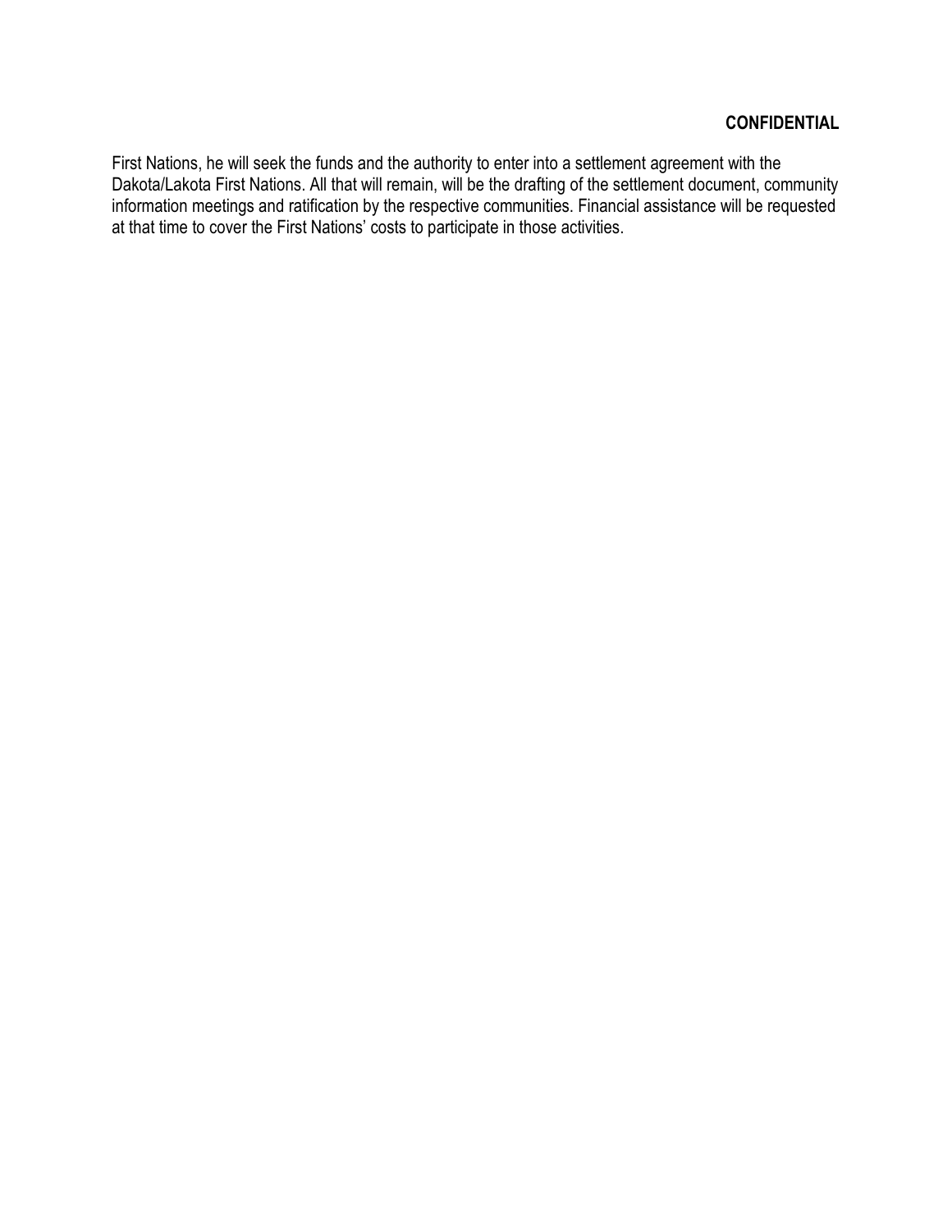**CONFIDENTIAL**

First Nations, he will seek the funds and the authority to enter into a settlement agreement with the Dakota/Lakota First Nations. All that will remain, will be the drafting of the settlement document, community information meetings and ratification by the respective communities. Financial assistance will be requested at that time to cover the First Nations' costs to participate in those activities.